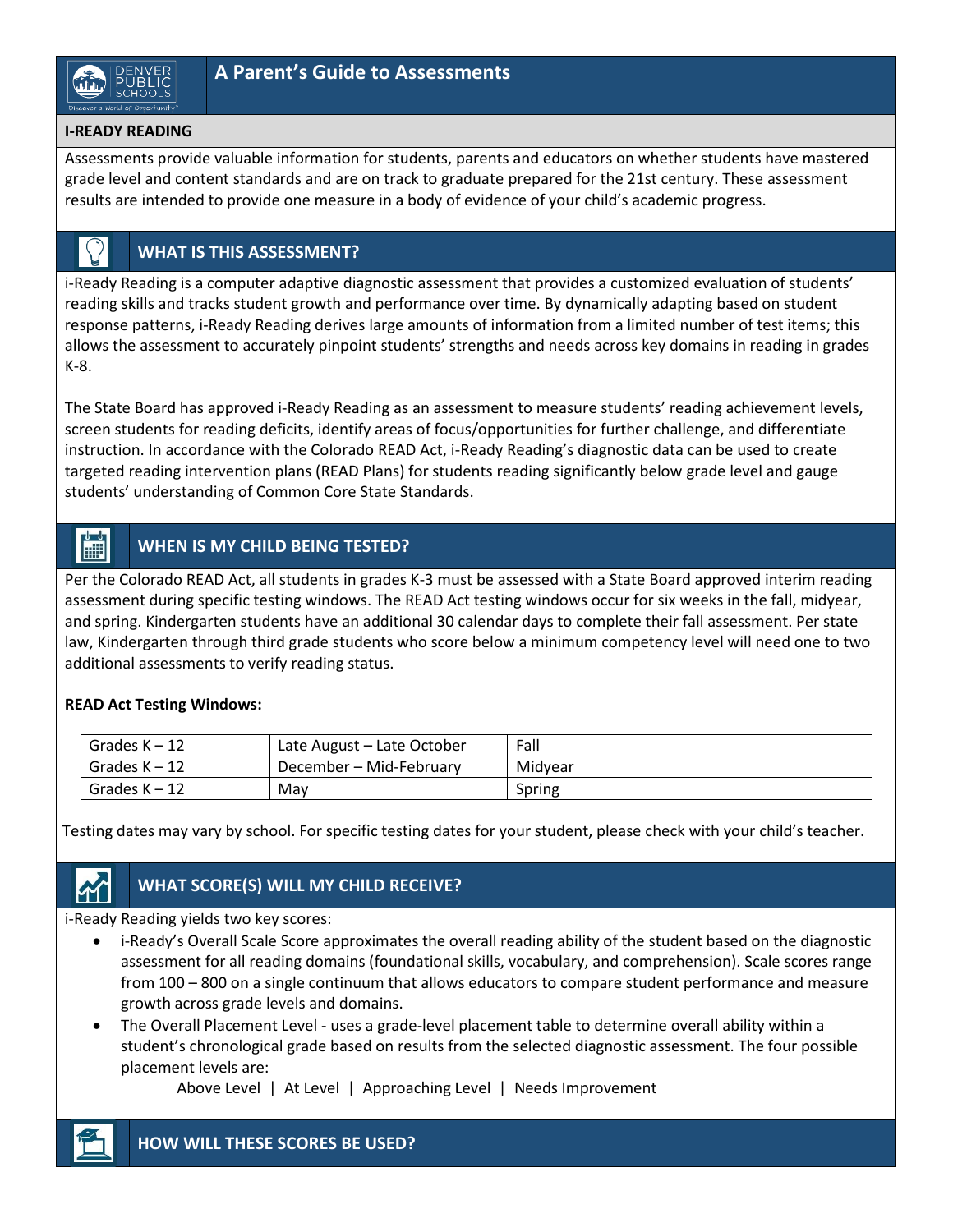# A Parent's Guide to Assessments

## I-READY READING

Assessments provide valuable information for students, parents and educators on whether students have mastered grade level and content standards and are on track to graduate prepared for the 21st century. These assessment results are intended to provide one measure in a body of evidence of your child's academic progress.

## WHAT IS THIS ASSESSMENT?

i-Ready Reading is a computer adaptive diagnostic assessment that provides a customized evaluation of students' reading skills and tracks student growth and performance over time. By dynamically adapting based on student response patterns, i-Ready Reading derives large amounts of information from a limited number of test items; this allows the assessment to accurately pinpoint students' strengths and needs across key domains in reading in grades K-8.

The State Board has approved i-Ready Reading as an assessment to measure students' reading achievement levels, screen students for reading deficits, identify areas of focus/opportunities for further challenge, and differentiate instruction. In accordance with the Colorado READ Act, i-Ready Reading's diagnostic data can be used to create targeted reading intervention plans (READ Plans) for students reading significantly below grade level and gauge students' understanding of Common Core State Standards.

## WHEN IS MY CHILD BEING TESTED?

Per the Colorado READ Act, all students in grades K-3 must be assessed with a State Board approved interim reading assessment during specific testing windows. The READ Act testing windows occur for six weeks in the fall, midyear, and spring. Kindergarten students have an additional 30 calendar days to complete their fall assessment. Per state law, Kindergarten through third grade students who score below a minimum competency level will need one to two additional assessments to verify reading status.

**READ Act Testing Windows:**

| | | |
|---|---|---|
| Grades K – 12 | Late August – Late October | Fall |
| Grades K – 12 | December – Mid-February | Midyear |
| Grades K – 12 | May | Spring |

Testing dates may vary by school. For specific testing dates for your student, please check with your child's teacher.

## WHAT SCORE(S) WILL MY CHILD RECEIVE?

i-Ready Reading yields two key scores:

- i-Ready's Overall Scale Score approximates the overall reading ability of the student based on the diagnostic assessment for all reading domains (foundational skills, vocabulary, and comprehension). Scale scores range from 100 – 800 on a single continuum that allows educators to compare student performance and measure growth across grade levels and domains.
- The Overall Placement Level - uses a grade-level placement table to determine overall ability within a student's chronological grade based on results from the selected diagnostic assessment. The four possible placement levels are:

  Above Level | At Level | Approaching Level | Needs Improvement

## HOW WILL THESE SCORES BE USED?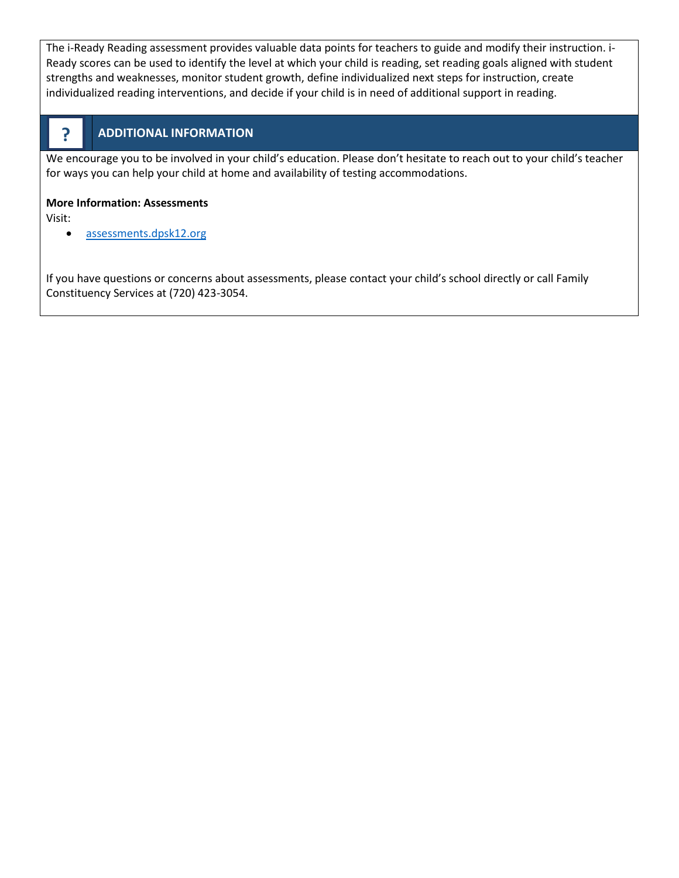The i-Ready Reading assessment provides valuable data points for teachers to guide and modify their instruction. i-Ready scores can be used to identify the level at which your child is reading, set reading goals aligned with student strengths and weaknesses, monitor student growth, define individualized next steps for instruction, create individualized reading interventions, and decide if your child is in need of additional support in reading.

## ? ADDITIONAL INFORMATION

We encourage you to be involved in your child's education. Please don't hesitate to reach out to your child's teacher for ways you can help your child at home and availability of testing accommodations.

**More Information: Assessments**

Visit:

- assessments.dpsk12.org

If you have questions or concerns about assessments, please contact your child's school directly or call Family Constituency Services at (720) 423-3054.